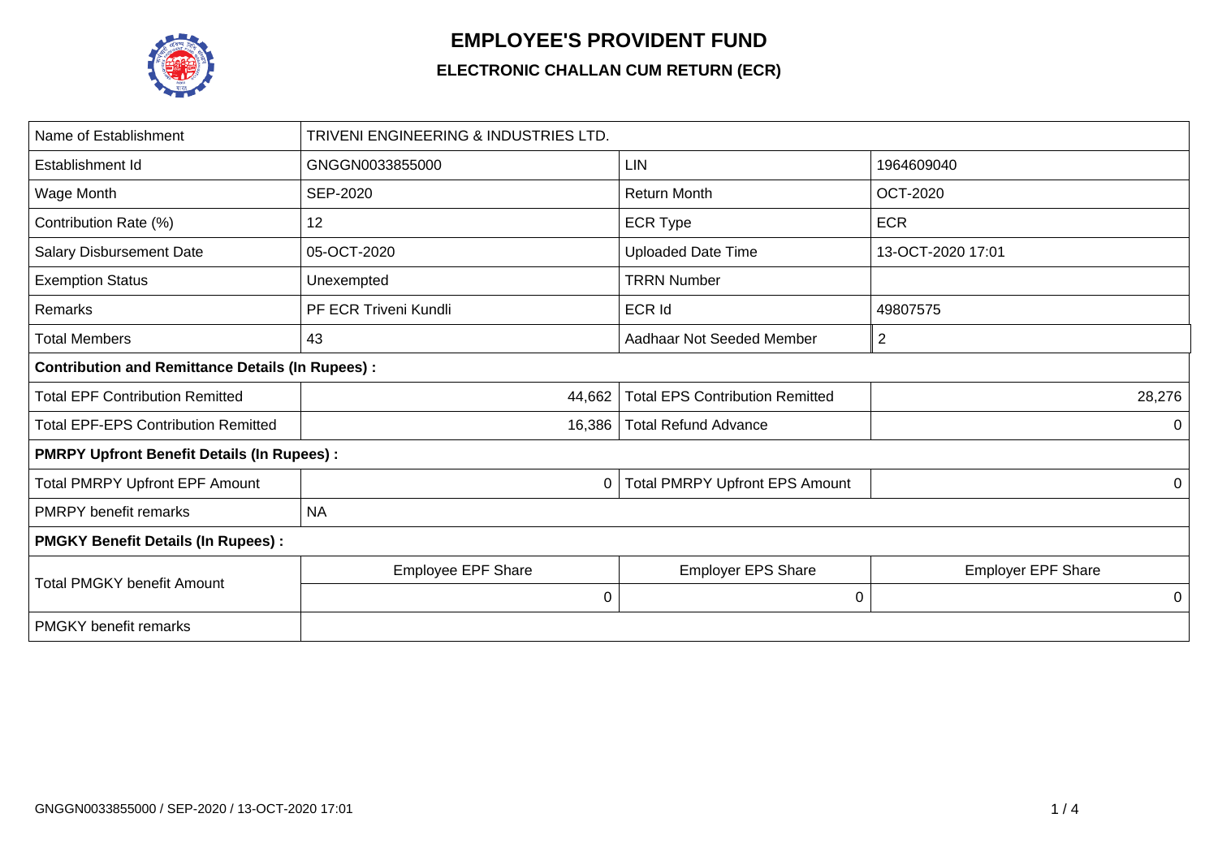# EMPLOYEE'S PROVIDENT FUND

## ELECTRONIC CHALLAN CUM RETURN (ECR)

| Name of Establishment | TRIVENI ENGINEERING & INDUSTRIES LTD. | | |
|---|---|---|---|
| Establishment Id | GNGGN0033855000 | LIN | 1964609040 |
| Wage Month | SEP-2020 | Return Month | OCT-2020 |
| Contribution Rate (%) | 12 | ECR Type | ECR |
| Salary Disbursement Date | 05-OCT-2020 | Uploaded Date Time | 13-OCT-2020 17:01 |
| Exemption Status | Unexempted | TRRN Number | |
| Remarks | PF ECR Triveni Kundli | ECR Id | 49807575 |
| Total Members | 43 | Aadhaar Not Seeded Member | 2 |
| **Contribution and Remittance Details (In Rupees) :** | | | |
| Total EPF Contribution Remitted | 44,662 | Total EPS Contribution Remitted | 28,276 |
| Total EPF-EPS Contribution Remitted | 16,386 | Total Refund Advance | 0 |
| **PMRPY Upfront Benefit Details (In Rupees) :** | | | |
| Total PMRPY Upfront EPF Amount | 0 | Total PMRPY Upfront EPS Amount | 0 |
| PMRPY benefit remarks | NA | | |
| **PMGKY Benefit Details (In Rupees) :** | | | |
| Total PMGKY benefit Amount | Employee EPF Share | Employer EPS Share | Employer EPF Share |
| | 0 | 0 | 0 |
| PMGKY benefit remarks | | | |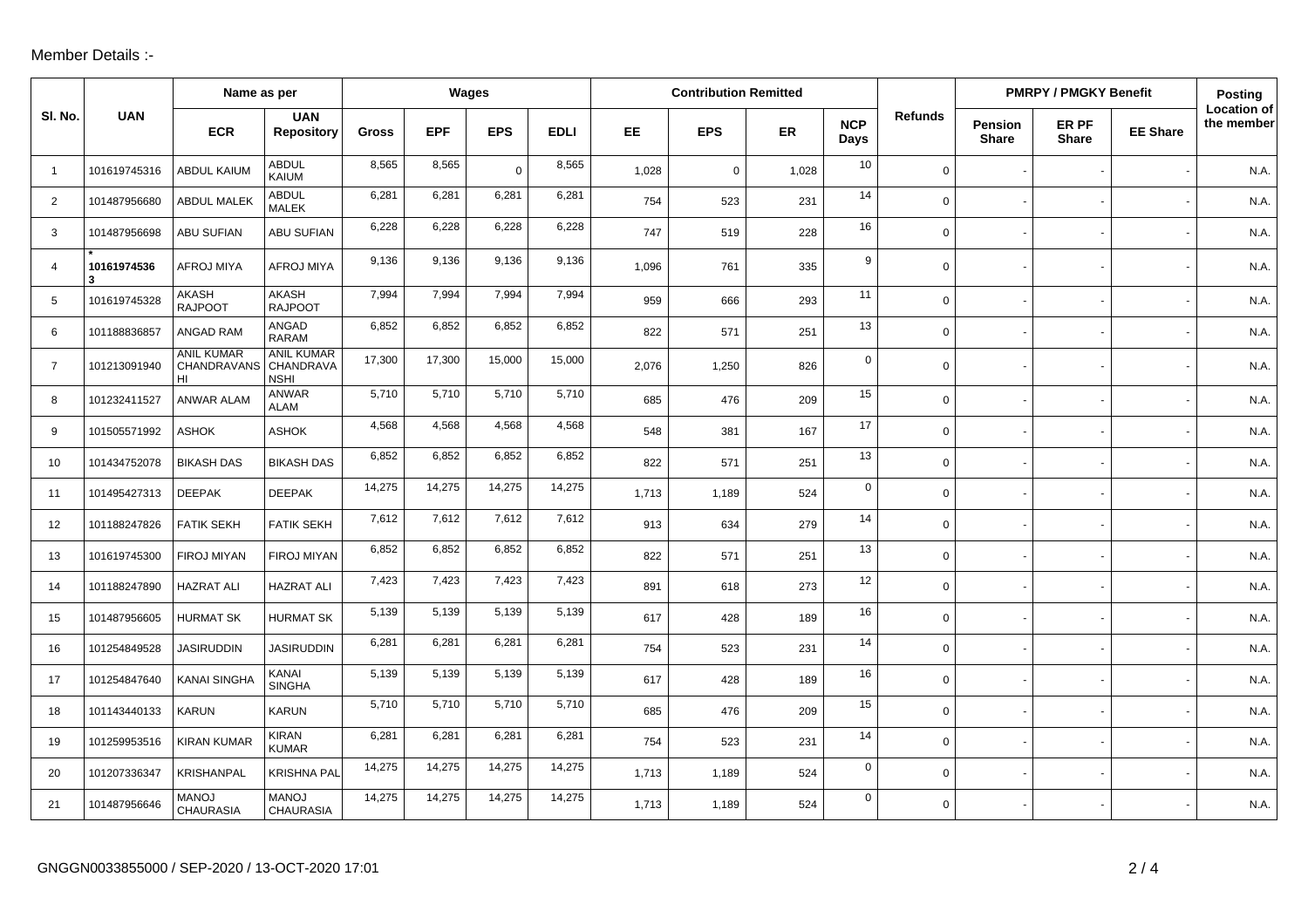Member Details :-

| Sl. No. | UAN | Name as per | | Wages | | | | Contribution Remitted | | | | Refunds | PMRPY / PMGKY Benefit | | | Posting Location of the member |
|---|---|---|---|---|---|---|---|---|---|---|---|---|---|---|---|---|
| | | ECR | UAN Repository | Gross | EPF | EPS | EDLI | EE | EPS | ER | NCP Days | | Pension Share | ER PF Share | EE Share | |
| 1 | 101619745316 | ABDUL KAIUM | ABDUL KAIUM | 8,565 | 8,565 | 0 | 8,565 | 1,028 | 0 | 1,028 | 10 | 0 | - | - | - | N.A. |
| 2 | 101487956680 | ABDUL MALEK | ABDUL MALEK | 6,281 | 6,281 | 6,281 | 6,281 | 754 | 523 | 231 | 14 | 0 | - | - | - | N.A. |
| 3 | 101487956698 | ABU SUFIAN | ABU SUFIAN | 6,228 | 6,228 | 6,228 | 6,228 | 747 | 519 | 228 | 16 | 0 | - | - | - | N.A. |
| 4 | *101619745363 | AFROJ MIYA | AFROJ MIYA | 9,136 | 9,136 | 9,136 | 9,136 | 1,096 | 761 | 335 | 9 | 0 | - | - | - | N.A. |
| 5 | 101619745328 | AKASH RAJPOOT | AKASH RAJPOOT | 7,994 | 7,994 | 7,994 | 7,994 | 959 | 666 | 293 | 11 | 0 | - | - | - | N.A. |
| 6 | 101188836857 | ANGAD RAM | ANGAD RARAM | 6,852 | 6,852 | 6,852 | 6,852 | 822 | 571 | 251 | 13 | 0 | - | - | - | N.A. |
| 7 | 101213091940 | ANIL KUMAR CHANDRAVANSHI | ANIL KUMAR CHANDRAVANSHI | 17,300 | 17,300 | 15,000 | 15,000 | 2,076 | 1,250 | 826 | 0 | 0 | - | - | - | N.A. |
| 8 | 101232411527 | ANWAR ALAM | ANWAR ALAM | 5,710 | 5,710 | 5,710 | 5,710 | 685 | 476 | 209 | 15 | 0 | - | - | - | N.A. |
| 9 | 101505571992 | ASHOK | ASHOK | 4,568 | 4,568 | 4,568 | 4,568 | 548 | 381 | 167 | 17 | 0 | - | - | - | N.A. |
| 10 | 101434752078 | BIKASH DAS | BIKASH DAS | 6,852 | 6,852 | 6,852 | 6,852 | 822 | 571 | 251 | 13 | 0 | - | - | - | N.A. |
| 11 | 101495427313 | DEEPAK | DEEPAK | 14,275 | 14,275 | 14,275 | 14,275 | 1,713 | 1,189 | 524 | 0 | 0 | - | - | - | N.A. |
| 12 | 101188247826 | FATIK SEKH | FATIK SEKH | 7,612 | 7,612 | 7,612 | 7,612 | 913 | 634 | 279 | 14 | 0 | - | - | - | N.A. |
| 13 | 101619745300 | FIROJ MIYAN | FIROJ MIYAN | 6,852 | 6,852 | 6,852 | 6,852 | 822 | 571 | 251 | 13 | 0 | - | - | - | N.A. |
| 14 | 101188247890 | HAZRAT ALI | HAZRAT ALI | 7,423 | 7,423 | 7,423 | 7,423 | 891 | 618 | 273 | 12 | 0 | - | - | - | N.A. |
| 15 | 101487956605 | HURMAT SK | HURMAT SK | 5,139 | 5,139 | 5,139 | 5,139 | 617 | 428 | 189 | 16 | 0 | - | - | - | N.A. |
| 16 | 101254849528 | JASIRUDDIN | JASIRUDDIN | 6,281 | 6,281 | 6,281 | 6,281 | 754 | 523 | 231 | 14 | 0 | - | - | - | N.A. |
| 17 | 101254847640 | KANAI SINGHA | KANAI SINGHA | 5,139 | 5,139 | 5,139 | 5,139 | 617 | 428 | 189 | 16 | 0 | - | - | - | N.A. |
| 18 | 101143440133 | KARUN | KARUN | 5,710 | 5,710 | 5,710 | 5,710 | 685 | 476 | 209 | 15 | 0 | - | - | - | N.A. |
| 19 | 101259953516 | KIRAN KUMAR | KIRAN KUMAR | 6,281 | 6,281 | 6,281 | 6,281 | 754 | 523 | 231 | 14 | 0 | - | - | - | N.A. |
| 20 | 101207336347 | KRISHANPAL | KRISHNA PAL | 14,275 | 14,275 | 14,275 | 14,275 | 1,713 | 1,189 | 524 | 0 | 0 | - | - | - | N.A. |
| 21 | 101487956646 | MANOJ CHAURASIA | MANOJ CHAURASIA | 14,275 | 14,275 | 14,275 | 14,275 | 1,713 | 1,189 | 524 | 0 | 0 | - | - | - | N.A. |

GNGGN0033855000 / SEP-2020 / 13-OCT-2020 17:01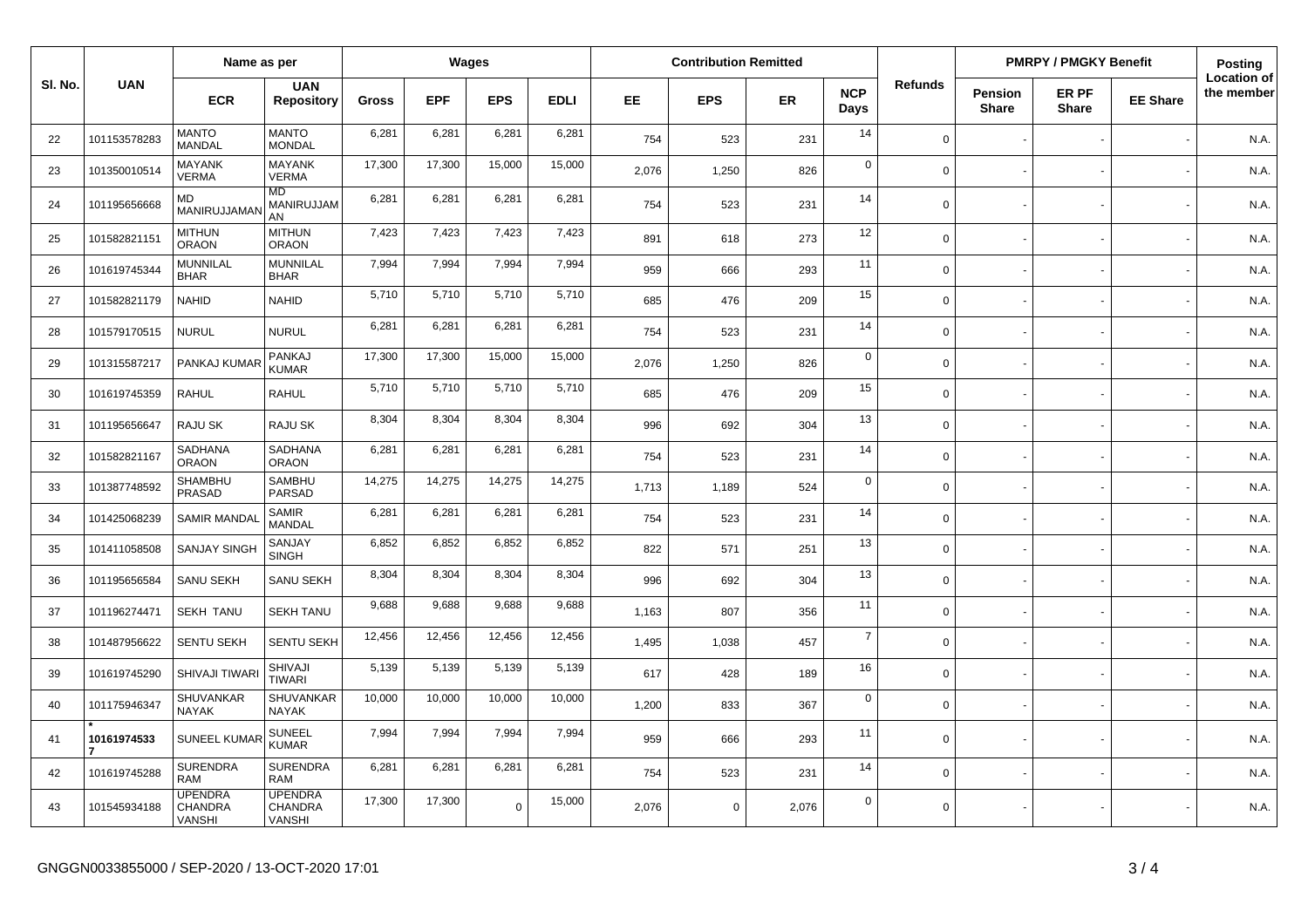| Sl. No. | UAN | Name as per | | Wages | | | | Contribution Remitted | | | | Refunds | PMRPY / PMGKY Benefit | | | Posting Location of the member |
|---|---|---|---|---|---|---|---|---|---|---|---|---|---|---|---|---|
| | | ECR | UAN Repository | Gross | EPF | EPS | EDLI | EE | EPS | ER | NCP Days | | Pension Share | ER PF Share | EE Share | |
| 22 | 101153578283 | MANTO MANDAL | MANTO MONDAL | 6,281 | 6,281 | 6,281 | 6,281 | 754 | 523 | 231 | 14 | 0 | - | - | - | N.A. |
| 23 | 101350010514 | MAYANK VERMA | MAYANK VERMA | 17,300 | 17,300 | 15,000 | 15,000 | 2,076 | 1,250 | 826 | 0 | 0 | - | - | - | N.A. |
| 24 | 101195656668 | MD MANIRUJJAMAN | MD MANIRUJJAMAN | 6,281 | 6,281 | 6,281 | 6,281 | 754 | 523 | 231 | 14 | 0 | - | - | - | N.A. |
| 25 | 101582821151 | MITHUN ORAON | MITHUN ORAON | 7,423 | 7,423 | 7,423 | 7,423 | 891 | 618 | 273 | 12 | 0 | - | - | - | N.A. |
| 26 | 101619745344 | MUNNILAL BHAR | MUNNILAL BHAR | 7,994 | 7,994 | 7,994 | 7,994 | 959 | 666 | 293 | 11 | 0 | - | - | - | N.A. |
| 27 | 101582821179 | NAHID | NAHID | 5,710 | 5,710 | 5,710 | 5,710 | 685 | 476 | 209 | 15 | 0 | - | - | - | N.A. |
| 28 | 101579170515 | NURUL | NURUL | 6,281 | 6,281 | 6,281 | 6,281 | 754 | 523 | 231 | 14 | 0 | - | - | - | N.A. |
| 29 | 101315587217 | PANKAJ KUMAR | PANKAJ KUMAR | 17,300 | 17,300 | 15,000 | 15,000 | 2,076 | 1,250 | 826 | 0 | 0 | - | - | - | N.A. |
| 30 | 101619745359 | RAHUL | RAHUL | 5,710 | 5,710 | 5,710 | 5,710 | 685 | 476 | 209 | 15 | 0 | - | - | - | N.A. |
| 31 | 101195656647 | RAJU SK | RAJU SK | 8,304 | 8,304 | 8,304 | 8,304 | 996 | 692 | 304 | 13 | 0 | - | - | - | N.A. |
| 32 | 101582821167 | SADHANA ORAON | SADHANA ORAON | 6,281 | 6,281 | 6,281 | 6,281 | 754 | 523 | 231 | 14 | 0 | - | - | - | N.A. |
| 33 | 101387748592 | SHAMBHU PRASAD | SAMBHU PARSAD | 14,275 | 14,275 | 14,275 | 14,275 | 1,713 | 1,189 | 524 | 0 | 0 | - | - | - | N.A. |
| 34 | 101425068239 | SAMIR MANDAL | SAMIR MANDAL | 6,281 | 6,281 | 6,281 | 6,281 | 754 | 523 | 231 | 14 | 0 | - | - | - | N.A. |
| 35 | 101411058508 | SANJAY SINGH | SANJAY SINGH | 6,852 | 6,852 | 6,852 | 6,852 | 822 | 571 | 251 | 13 | 0 | - | - | - | N.A. |
| 36 | 101195656584 | SANU SEKH | SANU SEKH | 8,304 | 8,304 | 8,304 | 8,304 | 996 | 692 | 304 | 13 | 0 | - | - | - | N.A. |
| 37 | 101196274471 | SEKH TANU | SEKH TANU | 9,688 | 9,688 | 9,688 | 9,688 | 1,163 | 807 | 356 | 11 | 0 | - | - | - | N.A. |
| 38 | 101487956622 | SENTU SEKH | SENTU SEKH | 12,456 | 12,456 | 12,456 | 12,456 | 1,495 | 1,038 | 457 | 7 | 0 | - | - | - | N.A. |
| 39 | 101619745290 | SHIVAJI TIWARI | SHIVAJI TIWARI | 5,139 | 5,139 | 5,139 | 5,139 | 617 | 428 | 189 | 16 | 0 | - | - | - | N.A. |
| 40 | 101175946347 | SHUVANKAR NAYAK | SHUVANKAR NAYAK | 10,000 | 10,000 | 10,000 | 10,000 | 1,200 | 833 | 367 | 0 | 0 | - | - | - | N.A. |
| 41 | * 101619745337 | SUNEEL KUMAR | SUNEEL KUMAR | 7,994 | 7,994 | 7,994 | 7,994 | 959 | 666 | 293 | 11 | 0 | - | - | - | N.A. |
| 42 | 101619745288 | SURENDRA RAM | SURENDRA RAM | 6,281 | 6,281 | 6,281 | 6,281 | 754 | 523 | 231 | 14 | 0 | - | - | - | N.A. |
| 43 | 101545934188 | UPENDRA CHANDRA VANSHI | UPENDRA CHANDRA VANSHI | 17,300 | 17,300 | 0 | 15,000 | 2,076 | 0 | 2,076 | 0 | 0 | - | - | - | N.A. |

GNGGN0033855000 / SEP-2020 / 13-OCT-2020 17:01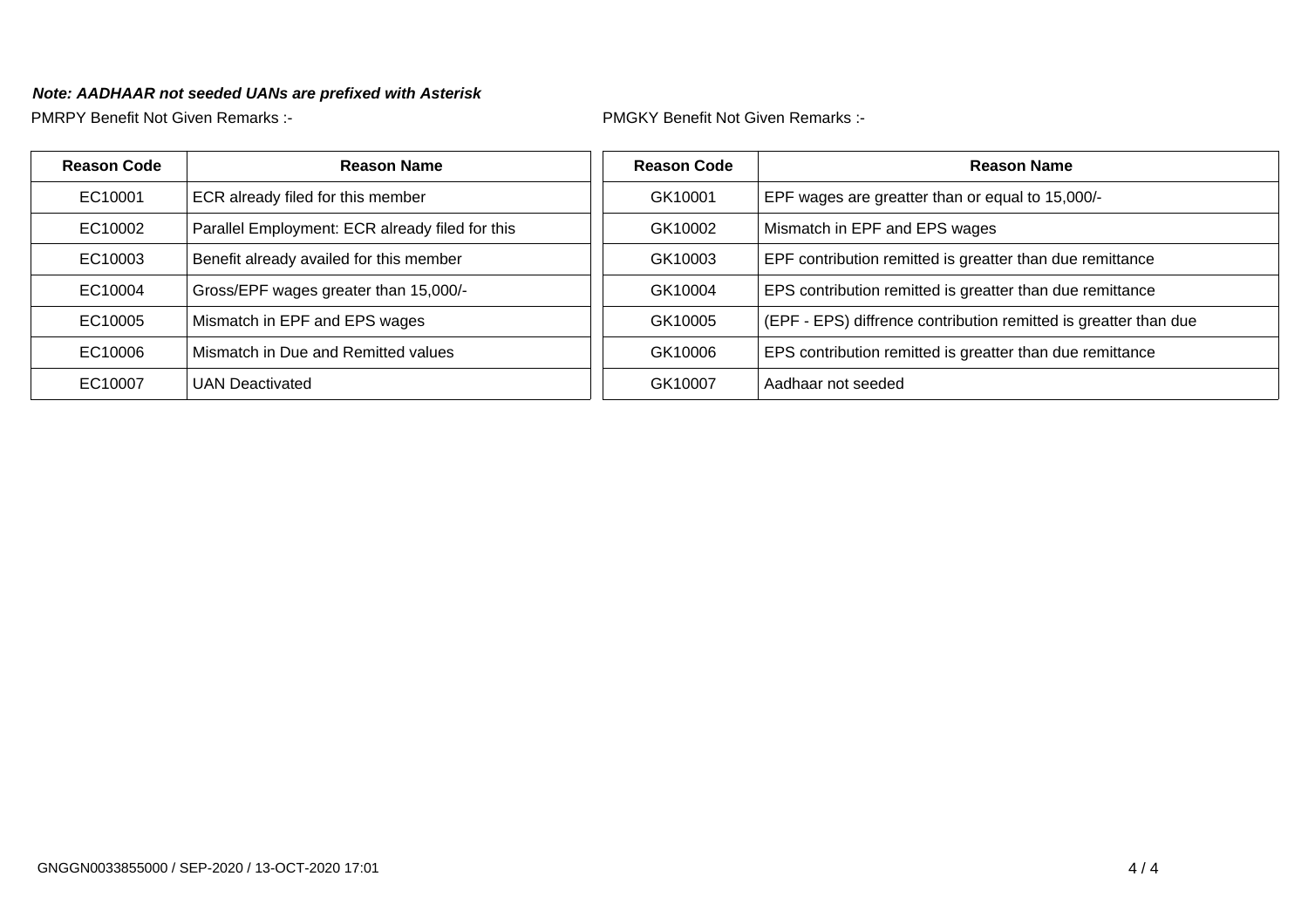***Note: AADHAAR not seeded UANs are prefixed with Asterisk***

PMRPY Benefit Not Given Remarks :-

| Reason Code | Reason Name |
|---|---|
| EC10001 | ECR already filed for this member |
| EC10002 | Parallel Employment: ECR already filed for this |
| EC10003 | Benefit already availed for this member |
| EC10004 | Gross/EPF wages greater than 15,000/- |
| EC10005 | Mismatch in EPF and EPS wages |
| EC10006 | Mismatch in Due and Remitted values |
| EC10007 | UAN Deactivated |

PMGKY Benefit Not Given Remarks :-

| Reason Code | Reason Name |
|---|---|
| GK10001 | EPF wages are greatter than or equal to 15,000/- |
| GK10002 | Mismatch in EPF and EPS wages |
| GK10003 | EPF contribution remitted is greatter than due remittance |
| GK10004 | EPS contribution remitted is greatter than due remittance |
| GK10005 | (EPF - EPS) diffrence contribution remitted is greatter than due |
| GK10006 | EPS contribution remitted is greatter than due remittance |
| GK10007 | Aadhaar not seeded |

GNGGN0033855000 / SEP-2020 / 13-OCT-2020 17:01